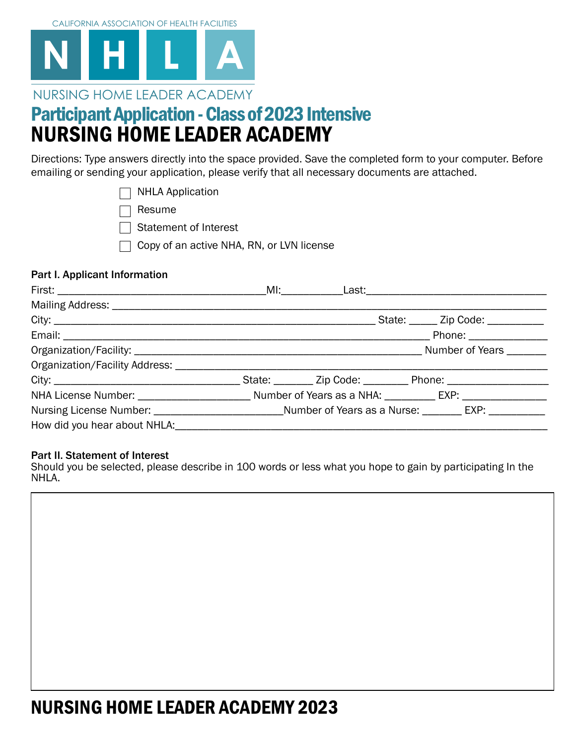CALIFORNIA ASSOCIATION OF HEALTH FACILITIES

# NHLA

NURSING HOME LEADER ACADEMY

## Participant Application - Class of 2023 Intensive

# NURSING HOME LEADER ACADEMY

Directions: Type answers directly into the space provided. Save the completed form to your computer. Before emailing or sending your application, please verify that all necessary documents are attached.

- ☐ NHLA Application
- ☐ Resume
- ☐ Statement of Interest
- ☐ Copy of an active NHA, RN, or LVN license

**Part I. Applicant Information**

First: ______________________________ MI: __________ Last: ______________________________

Mailing Address: ______________________________________________________________

City: ______________________________________________ State: _____ Zip Code: __________

Email: _____________________________________________________ Phone: _____________

Organization/Facility: __________________________________________ Number of Years _______

Organization/Facility Address: ____________________________________________________

City: ____________________________ State: _______ Zip Code: ________ Phone: _________________

NHA License Number: ___________________ Number of Years as a NHA: _________ EXP: _______________

Nursing License Number: _____________________ Number of Years as a Nurse: _______ EXP: __________

How did you hear about NHLA: ______________________________________________________

**Part II. Statement of Interest**

Should you be selected, please describe in 100 words or less what you hope to gain by participating In the NHLA.

| |
|---|
| |

# NURSING HOME LEADER ACADEMY 2023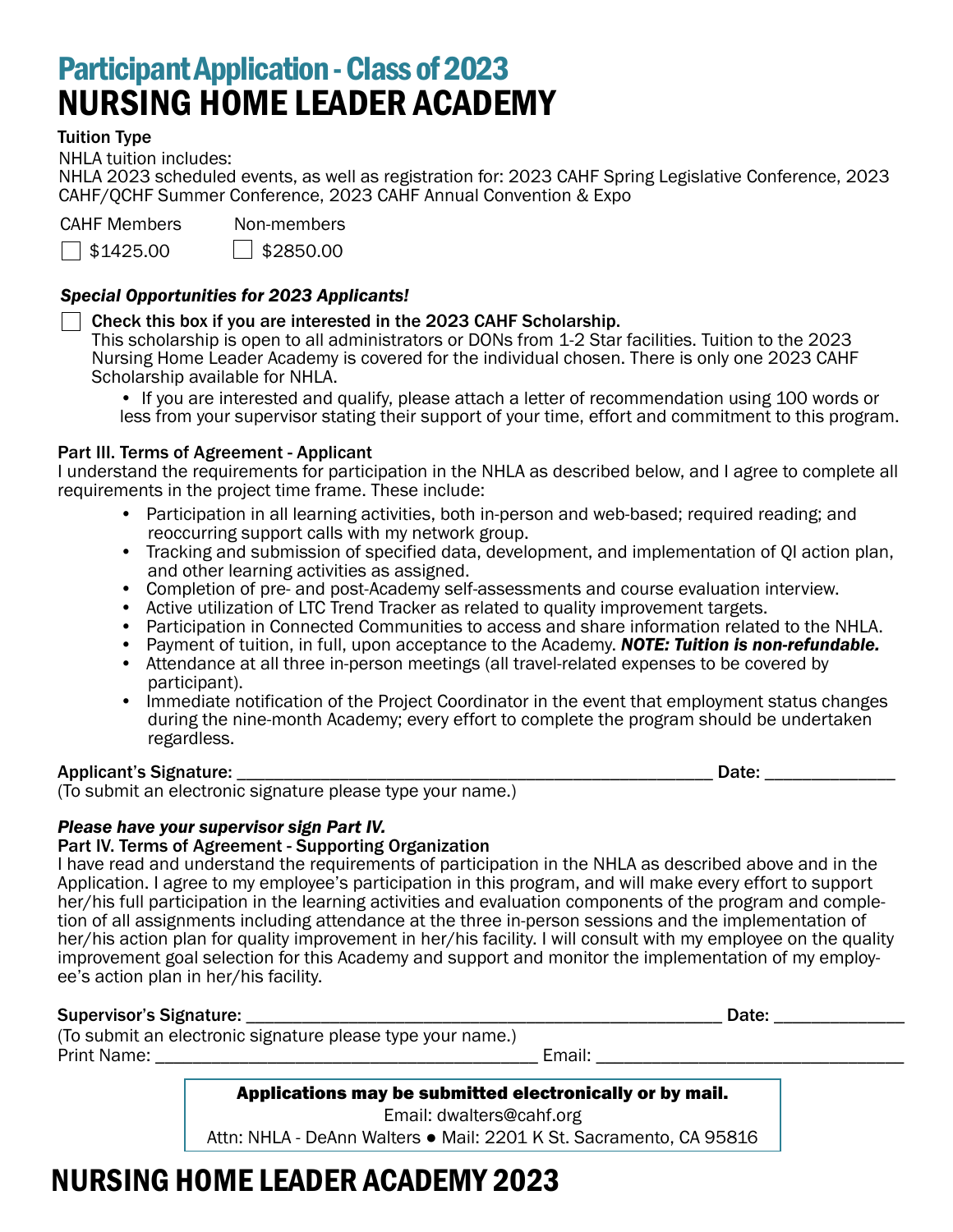# Participant Application - Class of 2023

# NURSING HOME LEADER ACADEMY

**Tuition Type**

NHLA tuition includes:
NHLA 2023 scheduled events, as well as registration for: 2023 CAHF Spring Legislative Conference, 2023 CAHF/QCHF Summer Conference, 2023 CAHF Annual Convention & Expo

| CAHF Members | Non-members |
|---|---|
| ☐ $1425.00 | ☐ $2850.00 |

***Special Opportunities for 2023 Applicants!***

☐ **Check this box if you are interested in the 2023 CAHF Scholarship.**
This scholarship is open to all administrators or DONs from 1-2 Star facilities. Tuition to the 2023 Nursing Home Leader Academy is covered for the individual chosen. There is only one 2023 CAHF Scholarship available for NHLA.

- If you are interested and qualify, please attach a letter of recommendation using 100 words or less from your supervisor stating their support of your time, effort and commitment to this program.

**Part III. Terms of Agreement - Applicant**

I understand the requirements for participation in the NHLA as described below, and I agree to complete all requirements in the project time frame. These include:

- Participation in all learning activities, both in-person and web-based; required reading; and reoccurring support calls with my network group.
- Tracking and submission of specified data, development, and implementation of QI action plan, and other learning activities as assigned.
- Completion of pre- and post-Academy self-assessments and course evaluation interview.
- Active utilization of LTC Trend Tracker as related to quality improvement targets.
- Participation in Connected Communities to access and share information related to the NHLA.
- Payment of tuition, in full, upon acceptance to the Academy. ***NOTE: Tuition is non-refundable.***
- Attendance at all three in-person meetings (all travel-related expenses to be covered by participant).
- Immediate notification of the Project Coordinator in the event that employment status changes during the nine-month Academy; every effort to complete the program should be undertaken regardless.

**Applicant's Signature:** ____________________________________________ **Date:** ____________
(To submit an electronic signature please type your name.)

***Please have your supervisor sign Part IV.***

**Part IV. Terms of Agreement - Supporting Organization**

I have read and understand the requirements of participation in the NHLA as described above and in the Application. I agree to my employee's participation in this program, and will make every effort to support her/his full participation in the learning activities and evaluation components of the program and completion of all assignments including attendance at the three in-person sessions and the implementation of her/his action plan for quality improvement in her/his facility. I will consult with my employee on the quality improvement goal selection for this Academy and support and monitor the implementation of my employee's action plan in her/his facility.

**Supervisor's Signature:** ____________________________________________ **Date:** ____________
(To submit an electronic signature please type your name.)
Print Name: ____________________________________ Email: ______________________________

**Applications may be submitted electronically or by mail.**
Email: dwalters@cahf.org
Attn: NHLA - DeAnn Walters ● Mail: 2201 K St. Sacramento, CA 95816

# NURSING HOME LEADER ACADEMY 2023